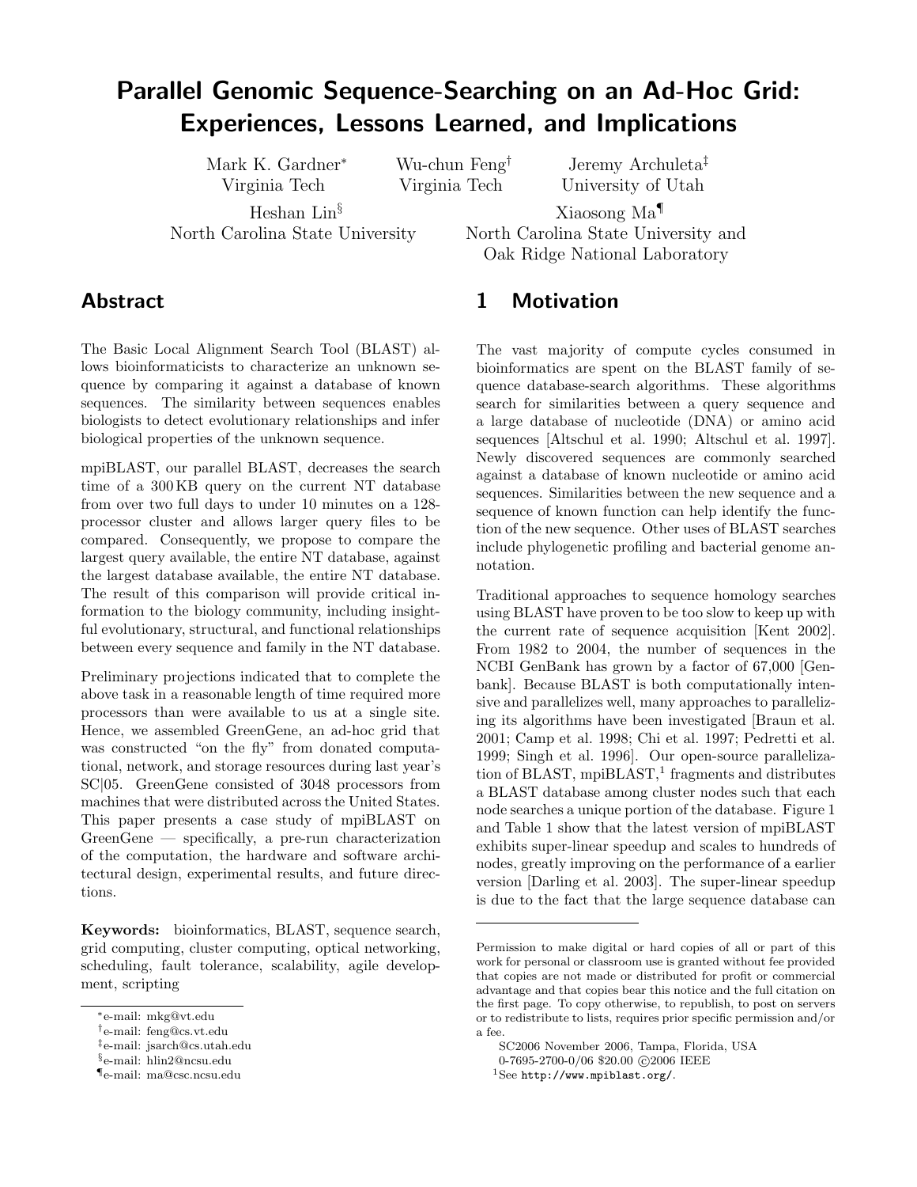# Parallel Genomic Sequence-Searching on an Ad-Hoc Grid: Experiences, Lessons Learned, and Implications

Mark K. Gardner[*]
Virginia Tech

Wu-chun Feng[†]
Virginia Tech

Jeremy Archuleta[‡]
University of Utah

Heshan Lin[§]
North Carolina State University

Xiaosong Ma[¶]
North Carolina State University and Oak Ridge National Laboratory

## Abstract

The Basic Local Alignment Search Tool (BLAST) allows bioinformaticists to characterize an unknown sequence by comparing it against a database of known sequences. The similarity between sequences enables biologists to detect evolutionary relationships and infer biological properties of the unknown sequence.

mpiBLAST, our parallel BLAST, decreases the search time of a 300 KB query on the current NT database from over two full days to under 10 minutes on a 128-processor cluster and allows larger query files to be compared. Consequently, we propose to compare the largest query available, the entire NT database, against the largest database available, the entire NT database. The result of this comparison will provide critical information to the biology community, including insightful evolutionary, structural, and functional relationships between every sequence and family in the NT database.

Preliminary projections indicated that to complete the above task in a reasonable length of time required more processors than were available to us at a single site. Hence, we assembled GreenGene, an ad-hoc grid that was constructed "on the fly" from donated computational, network, and storage resources during last year's SC|05. GreenGene consisted of 3048 processors from machines that were distributed across the United States. This paper presents a case study of mpiBLAST on GreenGene — specifically, a pre-run characterization of the computation, the hardware and software architectural design, experimental results, and future directions.

**Keywords:** bioinformatics, BLAST, sequence search, grid computing, cluster computing, optical networking, scheduling, fault tolerance, scalability, agile development, scripting

[*]e-mail: mkg@vt.edu
[†]e-mail: feng@cs.vt.edu
[‡]e-mail: jsarch@cs.utah.edu
[§]e-mail: hlin2@ncsu.edu
[¶]e-mail: ma@csc.ncsu.edu

## 1 Motivation

The vast majority of compute cycles consumed in bioinformatics are spent on the BLAST family of sequence database-search algorithms. These algorithms search for similarities between a query sequence and a large database of nucleotide (DNA) or amino acid sequences [Altschul et al. 1990; Altschul et al. 1997]. Newly discovered sequences are commonly searched against a database of known nucleotide or amino acid sequences. Similarities between the new sequence and a sequence of known function can help identify the function of the new sequence. Other uses of BLAST searches include phylogenetic profiling and bacterial genome annotation.

Traditional approaches to sequence homology searches using BLAST have proven to be too slow to keep up with the current rate of sequence acquisition [Kent 2002]. From 1982 to 2004, the number of sequences in the NCBI GenBank has grown by a factor of 67,000 [Genbank]. Because BLAST is both computationally intensive and parallelizes well, many approaches to parallelizing its algorithms have been investigated [Braun et al. 2001; Camp et al. 1998; Chi et al. 1997; Pedretti et al. 1999; Singh et al. 1996]. Our open-source parallelization of BLAST, mpiBLAST,[1] fragments and distributes a BLAST database among cluster nodes such that each node searches a unique portion of the database. Figure 1 and Table 1 show that the latest version of mpiBLAST exhibits super-linear speedup and scales to hundreds of nodes, greatly improving on the performance of a earlier version [Darling et al. 2003]. The super-linear speedup is due to the fact that the large sequence database can

Permission to make digital or hard copies of all or part of this work for personal or classroom use is granted without fee provided that copies are not made or distributed for profit or commercial advantage and that copies bear this notice and the full citation on the first page. To copy otherwise, to republish, to post on servers or to redistribute to lists, requires prior specific permission and/or a fee.

SC2006 November 2006, Tampa, Florida, USA
0-7695-2700-0/06 $20.00 ©2006 IEEE

[1]See http://www.mpiblast.org/.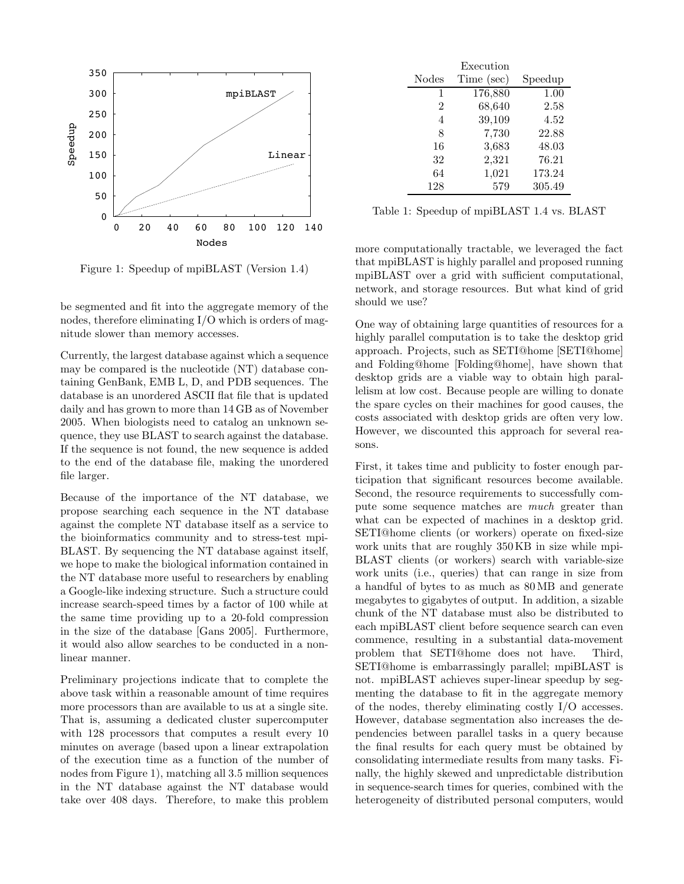Speedup

350
300
250
200
150
100
50
0

0 20 40 60 80 100 120 140

Nodes

mpiBLAST

Linear

Figure 1: Speedup of mpiBLAST (Version 1.4)

| Nodes | Execution Time (sec) | Speedup |
|---|---|---|
| 1 | 176,880 | 1.00 |
| 2 | 68,640 | 2.58 |
| 4 | 39,109 | 4.52 |
| 8 | 7,730 | 22.88 |
| 16 | 3,683 | 48.03 |
| 32 | 2,321 | 76.21 |
| 64 | 1,021 | 173.24 |
| 128 | 579 | 305.49 |

Table 1: Speedup of mpiBLAST 1.4 vs. BLAST

be segmented and fit into the aggregate memory of the nodes, therefore eliminating I/O which is orders of magnitude slower than memory accesses.

Currently, the largest database against which a sequence may be compared is the nucleotide (NT) database containing GenBank, EMB L, D, and PDB sequences. The database is an unordered ASCII flat file that is updated daily and has grown to more than 14 GB as of November 2005. When biologists need to catalog an unknown sequence, they use BLAST to search against the database. If the sequence is not found, the new sequence is added to the end of the database file, making the unordered file larger.

Because of the importance of the NT database, we propose searching each sequence in the NT database against the complete NT database itself as a service to the bioinformatics community and to stress-test mpiBLAST. By sequencing the NT database against itself, we hope to make the biological information contained in the NT database more useful to researchers by enabling a Google-like indexing structure. Such a structure could increase search-speed times by a factor of 100 while at the same time providing up to a 20-fold compression in the size of the database [Gans 2005]. Furthermore, it would also allow searches to be conducted in a nonlinear manner.

Preliminary projections indicate that to complete the above task within a reasonable amount of time requires more processors than are available to us at a single site. That is, assuming a dedicated cluster supercomputer with 128 processors that computes a result every 10 minutes on average (based upon a linear extrapolation of the execution time as a function of the number of nodes from Figure 1), matching all 3.5 million sequences in the NT database against the NT database would take over 408 days. Therefore, to make this problem more computationally tractable, we leveraged the fact that mpiBLAST is highly parallel and proposed running mpiBLAST over a grid with sufficient computational, network, and storage resources. But what kind of grid should we use?

One way of obtaining large quantities of resources for a highly parallel computation is to take the desktop grid approach. Projects, such as SETI@home [SETI@home] and Folding@home [Folding@home], have shown that desktop grids are a viable way to obtain high parallelism at low cost. Because people are willing to donate the spare cycles on their machines for good causes, the costs associated with desktop grids are often very low. However, we discounted this approach for several reasons.

First, it takes time and publicity to foster enough participation that significant resources become available. Second, the resource requirements to successfully compute some sequence matches are *much* greater than what can be expected of machines in a desktop grid. SETI@home clients (or workers) operate on fixed-size work units that are roughly 350 KB in size while mpiBLAST clients (or workers) search with variable-size work units (i.e., queries) that can range in size from a handful of bytes to as much as 80 MB and generate megabytes to gigabytes of output. In addition, a sizable chunk of the NT database must also be distributed to each mpiBLAST client before sequence search can even commence, resulting in a substantial data-movement problem that SETI@home does not have. Third, SETI@home is embarrassingly parallel; mpiBLAST is not. mpiBLAST achieves super-linear speedup by segmenting the database to fit in the aggregate memory of the nodes, thereby eliminating costly I/O accesses. However, database segmentation also increases the dependencies between parallel tasks in a query because the final results for each query must be obtained by consolidating intermediate results from many tasks. Finally, the highly skewed and unpredictable distribution in sequence-search times for queries, combined with the heterogeneity of distributed personal computers, would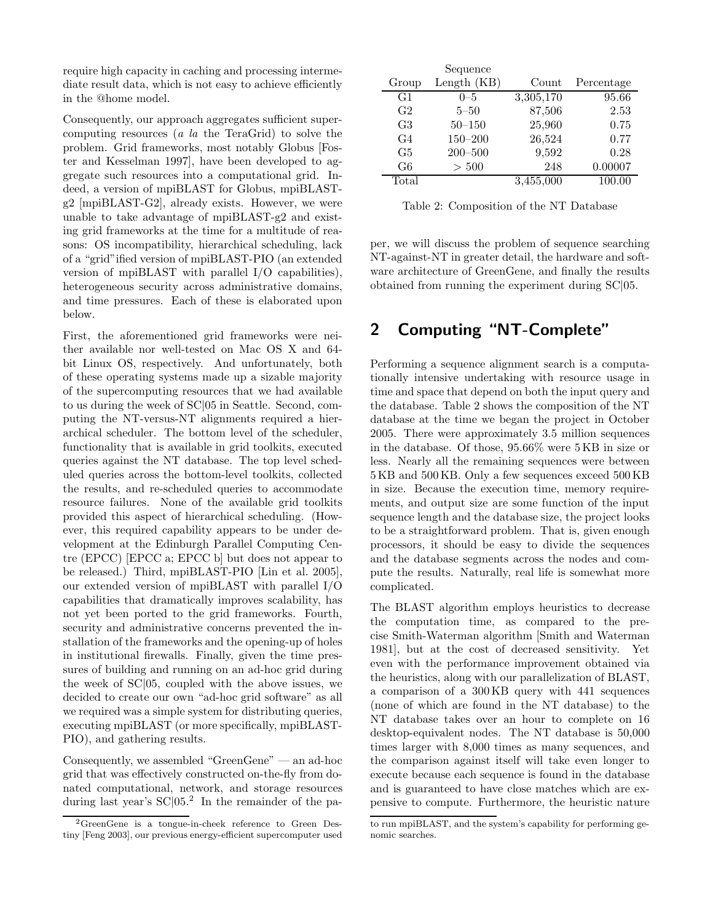require high capacity in caching and processing intermediate result data, which is not easy to achieve efficiently in the @home model.

Consequently, our approach aggregates sufficient supercomputing resources (*a la* the TeraGrid) to solve the problem. Grid frameworks, most notably Globus [Foster and Kesselman 1997], have been developed to aggregate such resources into a computational grid. Indeed, a version of mpiBLAST for Globus, mpiBLAST-g2 [mpiBLAST-G2], already exists. However, we were unable to take advantage of mpiBLAST-g2 and existing grid frameworks at the time for a multitude of reasons: OS incompatibility, hierarchical scheduling, lack of a "grid"ified version of mpiBLAST-PIO (an extended version of mpiBLAST with parallel I/O capabilities), heterogeneous security across administrative domains, and time pressures. Each of these is elaborated upon below.

First, the aforementioned grid frameworks were neither available nor well-tested on Mac OS X and 64-bit Linux OS, respectively. And unfortunately, both of these operating systems made up a sizable majority of the supercomputing resources that we had available to us during the week of SC|05 in Seattle. Second, computing the NT-versus-NT alignments required a hierarchical scheduler. The bottom level of the scheduler, functionality that is available in grid toolkits, executed queries against the NT database. The top level scheduled queries across the bottom-level toolkits, collected the results, and re-scheduled queries to accommodate resource failures. None of the available grid toolkits provided this aspect of hierarchical scheduling. (However, this required capability appears to be under development at the Edinburgh Parallel Computing Centre (EPCC) [EPCC a; EPCC b] but does not appear to be released.) Third, mpiBLAST-PIO [Lin et al. 2005], our extended version of mpiBLAST with parallel I/O capabilities that dramatically improves scalability, has not yet been ported to the grid frameworks. Fourth, security and administrative concerns prevented the installation of the frameworks and the opening-up of holes in institutional firewalls. Finally, given the time pressures of building and running on an ad-hoc grid during the week of SC|05, coupled with the above issues, we decided to create our own "ad-hoc grid software" as all we required was a simple system for distributing queries, executing mpiBLAST (or more specifically, mpiBLAST-PIO), and gathering results.

Consequently, we assembled "GreenGene" — an ad-hoc grid that was effectively constructed on-the-fly from donated computational, network, and storage resources during last year's SC|05.[2] In the remainder of the paper, we will discuss the problem of sequence searching NT-against-NT in greater detail, the hardware and software architecture of GreenGene, and finally the results obtained from running the experiment during SC|05.

| Group | Sequence Length (KB) | Count | Percentage |
|---|---|---|---|
| G1 | 0–5 | 3,305,170 | 95.66 |
| G2 | 5–50 | 87,506 | 2.53 |
| G3 | 50–150 | 25,960 | 0.75 |
| G4 | 150–200 | 26,524 | 0.77 |
| G5 | 200–500 | 9,592 | 0.28 |
| G6 | > 500 | 248 | 0.00007 |
| Total | | 3,455,000 | 100.00 |

Table 2: Composition of the NT Database

## 2 Computing "NT-Complete"

Performing a sequence alignment search is a computationally intensive undertaking with resource usage in time and space that depend on both the input query and the database. Table 2 shows the composition of the NT database at the time we began the project in October 2005. There were approximately 3.5 million sequences in the database. Of those, 95.66% were 5 KB in size or less. Nearly all the remaining sequences were between 5 KB and 500 KB. Only a few sequences exceed 500 KB in size. Because the execution time, memory requirements, and output size are some function of the input sequence length and the database size, the project looks to be a straightforward problem. That is, given enough processors, it should be easy to divide the sequences and the database segments across the nodes and compute the results. Naturally, real life is somewhat more complicated.

The BLAST algorithm employs heuristics to decrease the computation time, as compared to the precise Smith-Waterman algorithm [Smith and Waterman 1981], but at the cost of decreased sensitivity. Yet even with the performance improvement obtained via the heuristics, along with our parallelization of BLAST, a comparison of a 300 KB query with 441 sequences (none of which are found in the NT database) to the NT database takes over an hour to complete on 16 desktop-equivalent nodes. The NT database is 50,000 times larger with 8,000 times as many sequences, and the comparison against itself will take even longer to execute because each sequence is found in the database and is guaranteed to have close matches which are expensive to compute. Furthermore, the heuristic nature

[2] GreenGene is a tongue-in-cheek reference to Green Destiny [Feng 2003], our previous energy-efficient supercomputer used to run mpiBLAST, and the system's capability for performing genomic searches.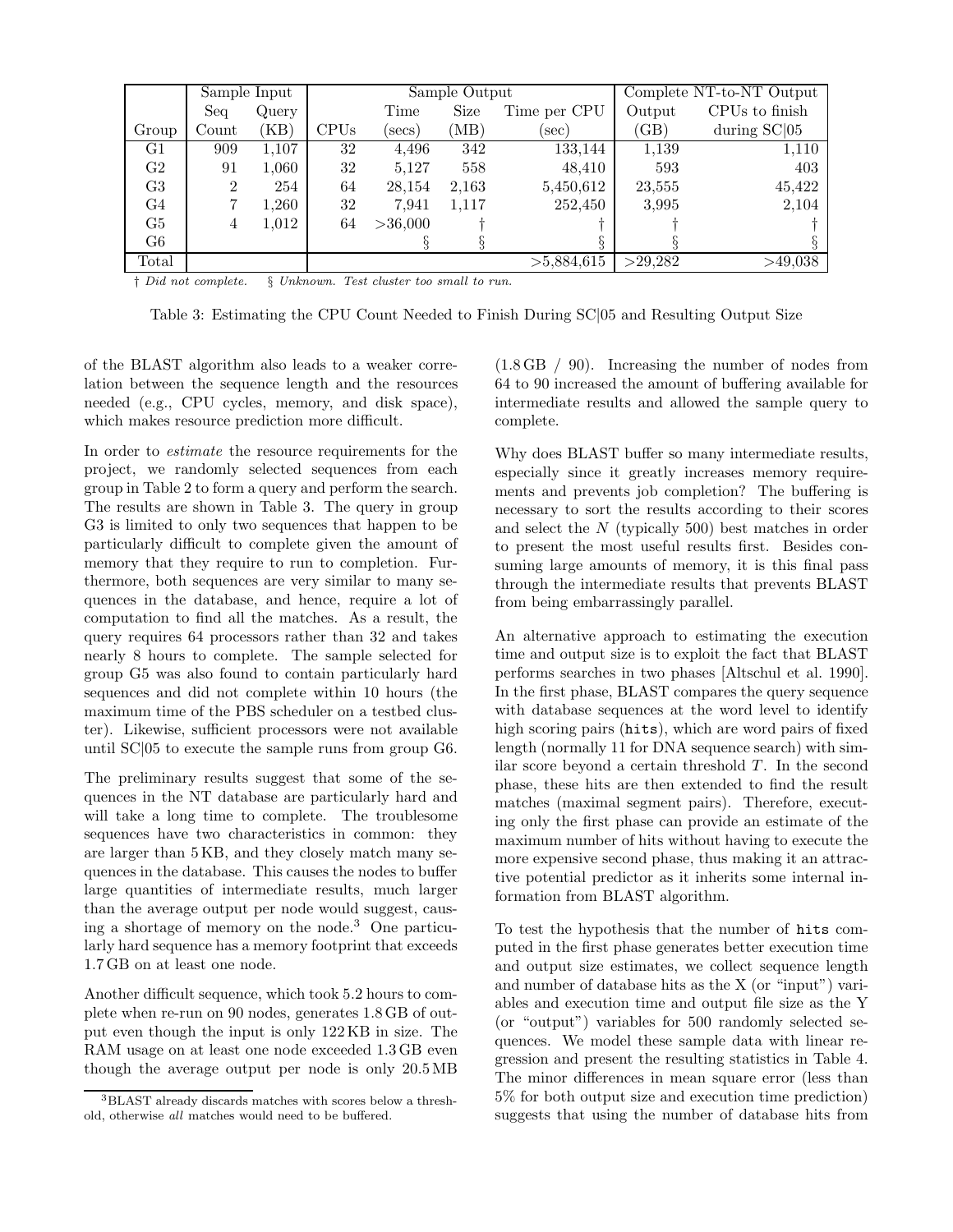| | Sample Input | | Sample Output | | | | Complete NT-to-NT Output | |
|---|---|---|---|---|---|---|---|---|
| | Seq | Query | | Time | Size | Time per CPU | Output | CPUs to finish |
| Group | Count | (KB) | CPUs | (secs) | (MB) | (sec) | (GB) | during SC\|05 |
| G1 | 909 | 1,107 | 32 | 4,496 | 342 | 133,144 | 1,139 | 1,110 |
| G2 | 91 | 1,060 | 32 | 5,127 | 558 | 48,410 | 593 | 403 |
| G3 | 2 | 254 | 64 | 28,154 | 2,163 | 5,450,612 | 23,555 | 45,422 |
| G4 | 7 | 1,260 | 32 | 7,941 | 1,117 | 252,450 | 3,995 | 2,104 |
| G5 | 4 | 1,012 | 64 | >36,000 | † | † | † | † |
| G6 | | | | § | § | § | § | § |
| Total | | | | | | >5,884,615 | >29,282 | >49,038 |

† *Did not complete.* § *Unknown. Test cluster too small to run.*

Table 3: Estimating the CPU Count Needed to Finish During SC|05 and Resulting Output Size

of the BLAST algorithm also leads to a weaker correlation between the sequence length and the resources needed (e.g., CPU cycles, memory, and disk space), which makes resource prediction more difficult.

In order to *estimate* the resource requirements for the project, we randomly selected sequences from each group in Table 2 to form a query and perform the search. The results are shown in Table 3. The query in group G3 is limited to only two sequences that happen to be particularly difficult to complete given the amount of memory that they require to run to completion. Furthermore, both sequences are very similar to many sequences in the database, and hence, require a lot of computation to find all the matches. As a result, the query requires 64 processors rather than 32 and takes nearly 8 hours to complete. The sample selected for group G5 was also found to contain particularly hard sequences and did not complete within 10 hours (the maximum time of the PBS scheduler on a testbed cluster). Likewise, sufficient processors were not available until SC|05 to execute the sample runs from group G6.

The preliminary results suggest that some of the sequences in the NT database are particularly hard and will take a long time to complete. The troublesome sequences have two characteristics in common: they are larger than 5 KB, and they closely match many sequences in the database. This causes the nodes to buffer large quantities of intermediate results, much larger than the average output per node would suggest, causing a shortage of memory on the node.[3] One particularly hard sequence has a memory footprint that exceeds 1.7 GB on at least one node.

Another difficult sequence, which took 5.2 hours to complete when re-run on 90 nodes, generates 1.8 GB of output even though the input is only 122 KB in size. The RAM usage on at least one node exceeded 1.3 GB even though the average output per node is only 20.5 MB (1.8 GB / 90). Increasing the number of nodes from 64 to 90 increased the amount of buffering available for intermediate results and allowed the sample query to complete.

Why does BLAST buffer so many intermediate results, especially since it greatly increases memory requirements and prevents job completion? The buffering is necessary to sort the results according to their scores and select the $N$ (typically 500) best matches in order to present the most useful results first. Besides consuming large amounts of memory, it is this final pass through the intermediate results that prevents BLAST from being embarrassingly parallel.

An alternative approach to estimating the execution time and output size is to exploit the fact that BLAST performs searches in two phases [Altschul et al. 1990]. In the first phase, BLAST compares the query sequence with database sequences at the word level to identify high scoring pairs (`hits`), which are word pairs of fixed length (normally 11 for DNA sequence search) with similar score beyond a certain threshold $T$. In the second phase, these hits are then extended to find the result matches (maximal segment pairs). Therefore, executing only the first phase can provide an estimate of the maximum number of hits without having to execute the more expensive second phase, thus making it an attractive potential predictor as it inherits some internal information from BLAST algorithm.

To test the hypothesis that the number of `hits` computed in the first phase generates better execution time and output size estimates, we collect sequence length and number of database hits as the X (or "input") variables and execution time and output file size as the Y (or "output") variables for 500 randomly selected sequences. We model these sample data with linear regression and present the resulting statistics in Table 4. The minor differences in mean square error (less than 5% for both output size and execution time prediction) suggests that using the number of database hits from

[3] BLAST already discards matches with scores below a threshold, otherwise *all* matches would need to be buffered.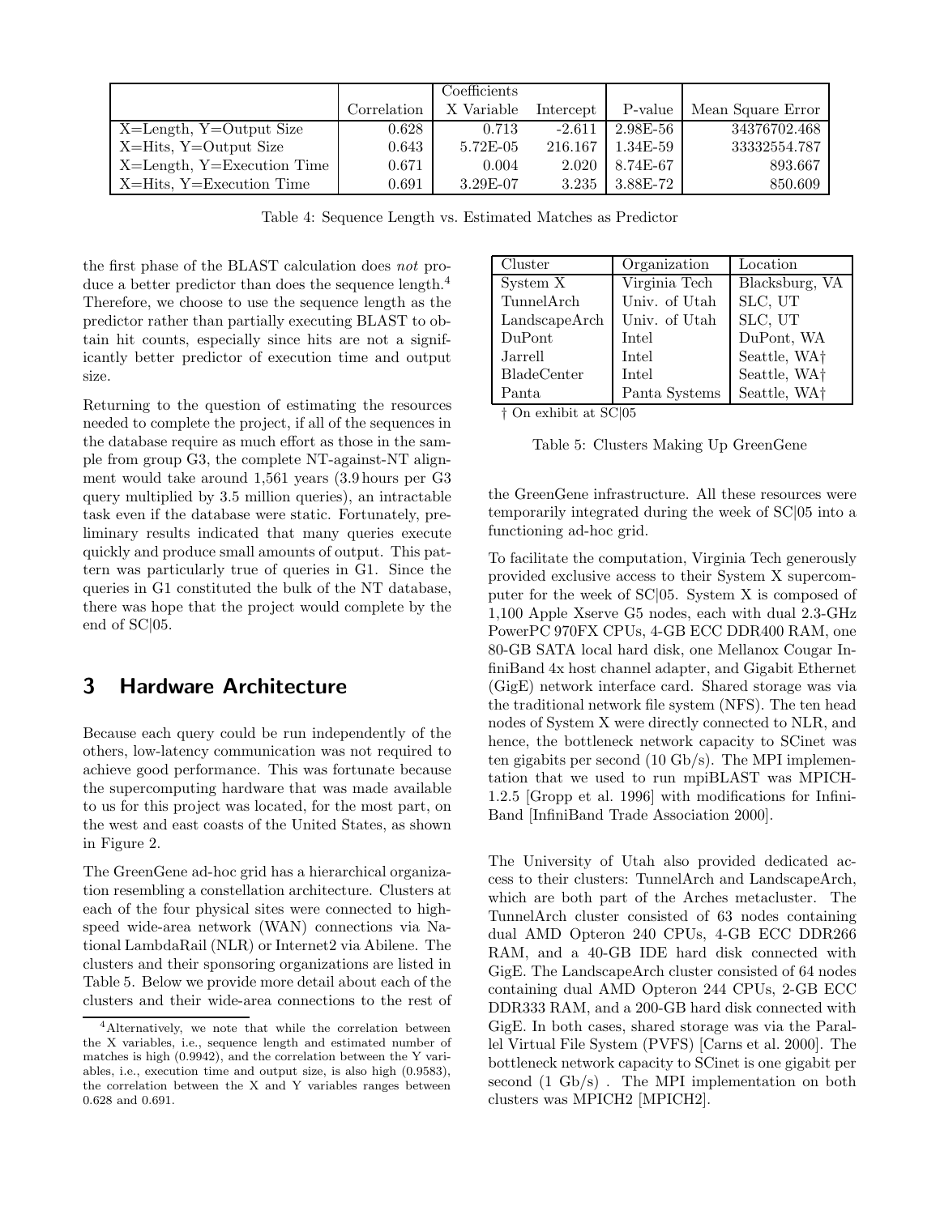| | | Coefficients | | | |
|---|---|---|---|---|---|
| | Correlation | X Variable | Intercept | P-value | Mean Square Error |
| X=Length, Y=Output Size | 0.628 | 0.713 | -2.611 | 2.98E-56 | 34376702.468 |
| X=Hits, Y=Output Size | 0.643 | 5.72E-05 | 216.167 | 1.34E-59 | 33332554.787 |
| X=Length, Y=Execution Time | 0.671 | 0.004 | 2.020 | 8.74E-67 | 893.667 |
| X=Hits, Y=Execution Time | 0.691 | 3.29E-07 | 3.235 | 3.88E-72 | 850.609 |

Table 4: Sequence Length vs. Estimated Matches as Predictor

the first phase of the BLAST calculation does *not* produce a better predictor than does the sequence length.[4] Therefore, we choose to use the sequence length as the predictor rather than partially executing BLAST to obtain hit counts, especially since hits are not a significantly better predictor of execution time and output size.

Returning to the question of estimating the resources needed to complete the project, if all of the sequences in the database require as much effort as those in the sample from group G3, the complete NT-against-NT alignment would take around 1,561 years (3.9 hours per G3 query multiplied by 3.5 million queries), an intractable task even if the database were static. Fortunately, preliminary results indicated that many queries execute quickly and produce small amounts of output. This pattern was particularly true of queries in G1. Since the queries in G1 constituted the bulk of the NT database, there was hope that the project would complete by the end of SC|05.

## 3 Hardware Architecture

Because each query could be run independently of the others, low-latency communication was not required to achieve good performance. This was fortunate because the supercomputing hardware that was made available to us for this project was located, for the most part, on the west and east coasts of the United States, as shown in Figure 2.

The GreenGene ad-hoc grid has a hierarchical organization resembling a constellation architecture. Clusters at each of the four physical sites were connected to high-speed wide-area network (WAN) connections via National LambdaRail (NLR) or Internet2 via Abilene. The clusters and their sponsoring organizations are listed in Table 5. Below we provide more detail about each of the clusters and their wide-area connections to the rest of the GreenGene infrastructure. All these resources were temporarily integrated during the week of SC|05 into a functioning ad-hoc grid.

| Cluster | Organization | Location |
|---|---|---|
| System X | Virginia Tech | Blacksburg, VA |
| TunnelArch | Univ. of Utah | SLC, UT |
| LandscapeArch | Univ. of Utah | SLC, UT |
| DuPont | Intel | DuPont, WA |
| Jarrell | Intel | Seattle, WA† |
| BladeCenter | Intel | Seattle, WA† |
| Panta | Panta Systems | Seattle, WA† |

† On exhibit at SC|05

Table 5: Clusters Making Up GreenGene

To facilitate the computation, Virginia Tech generously provided exclusive access to their System X supercomputer for the week of SC|05. System X is composed of 1,100 Apple Xserve G5 nodes, each with dual 2.3-GHz PowerPC 970FX CPUs, 4-GB ECC DDR400 RAM, one 80-GB SATA local hard disk, one Mellanox Cougar InfiniBand 4x host channel adapter, and Gigabit Ethernet (GigE) network interface card. Shared storage was via the traditional network file system (NFS). The ten head nodes of System X were directly connected to NLR, and hence, the bottleneck network capacity to SCinet was ten gigabits per second (10 Gb/s). The MPI implementation that we used to run mpiBLAST was MPICH-1.2.5 [Gropp et al. 1996] with modifications for InfiniBand [InfiniBand Trade Association 2000].

The University of Utah also provided dedicated access to their clusters: TunnelArch and LandscapeArch, which are both part of the Arches metacluster. The TunnelArch cluster consisted of 63 nodes containing dual AMD Opteron 240 CPUs, 4-GB ECC DDR266 RAM, and a 40-GB IDE hard disk connected with GigE. The LandscapeArch cluster consisted of 64 nodes containing dual AMD Opteron 244 CPUs, 2-GB ECC DDR333 RAM, and a 200-GB hard disk connected with GigE. In both cases, shared storage was via the Parallel Virtual File System (PVFS) [Carns et al. 2000]. The bottleneck network capacity to SCinet is one gigabit per second (1 Gb/s) . The MPI implementation on both clusters was MPICH2 [MPICH2].

[4] Alternatively, we note that while the correlation between the X variables, i.e., sequence length and estimated number of matches is high (0.9942), and the correlation between the Y variables, i.e., execution time and output size, is also high (0.9583), the correlation between the X and Y variables ranges between 0.628 and 0.691.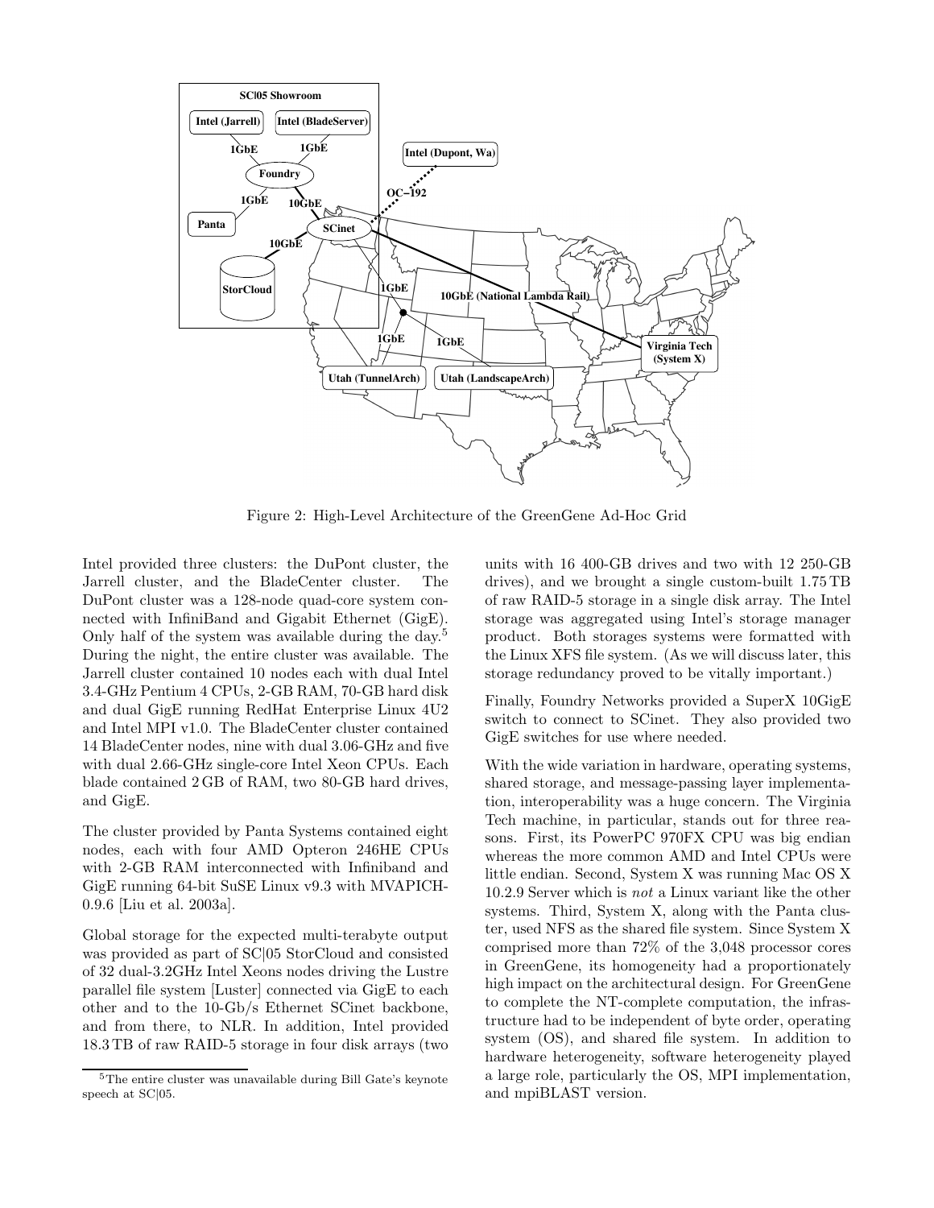Figure 2: High-Level Architecture of the GreenGene Ad-Hoc Grid

Intel provided three clusters: the DuPont cluster, the Jarrell cluster, and the BladeCenter cluster. The DuPont cluster was a 128-node quad-core system connected with InfiniBand and Gigabit Ethernet (GigE). Only half of the system was available during the day.[5] During the night, the entire cluster was available. The Jarrell cluster contained 10 nodes each with dual Intel 3.4-GHz Pentium 4 CPUs, 2-GB RAM, 70-GB hard disk and dual GigE running RedHat Enterprise Linux 4U2 and Intel MPI v1.0. The BladeCenter cluster contained 14 BladeCenter nodes, nine with dual 3.06-GHz and five with dual 2.66-GHz single-core Intel Xeon CPUs. Each blade contained 2 GB of RAM, two 80-GB hard drives, and GigE.

The cluster provided by Panta Systems contained eight nodes, each with four AMD Opteron 246HE CPUs with 2-GB RAM interconnected with Infiniband and GigE running 64-bit SuSE Linux v9.3 with MVAPICH-0.9.6 [Liu et al. 2003a].

Global storage for the expected multi-terabyte output was provided as part of SC|05 StorCloud and consisted of 32 dual-3.2GHz Intel Xeons nodes driving the Lustre parallel file system [Luster] connected via GigE to each other and to the 10-Gb/s Ethernet SCinet backbone, and from there, to NLR. In addition, Intel provided 18.3 TB of raw RAID-5 storage in four disk arrays (two units with 16 400-GB drives and two with 12 250-GB drives), and we brought a single custom-built 1.75 TB of raw RAID-5 storage in a single disk array. The Intel storage was aggregated using Intel's storage manager product. Both storages systems were formatted with the Linux XFS file system. (As we will discuss later, this storage redundancy proved to be vitally important.)

Finally, Foundry Networks provided a SuperX 10GigE switch to connect to SCinet. They also provided two GigE switches for use where needed.

With the wide variation in hardware, operating systems, shared storage, and message-passing layer implementation, interoperability was a huge concern. The Virginia Tech machine, in particular, stands out for three reasons. First, its PowerPC 970FX CPU was big endian whereas the more common AMD and Intel CPUs were little endian. Second, System X was running Mac OS X 10.2.9 Server which is *not* a Linux variant like the other systems. Third, System X, along with the Panta cluster, used NFS as the shared file system. Since System X comprised more than 72% of the 3,048 processor cores in GreenGene, its homogeneity had a proportionately high impact on the architectural design. For GreenGene to complete the NT-complete computation, the infrastructure had to be independent of byte order, operating system (OS), and shared file system. In addition to hardware heterogeneity, software heterogeneity played a large role, particularly the OS, MPI implementation, and mpiBLAST version.

[5] The entire cluster was unavailable during Bill Gate's keynote speech at SC|05.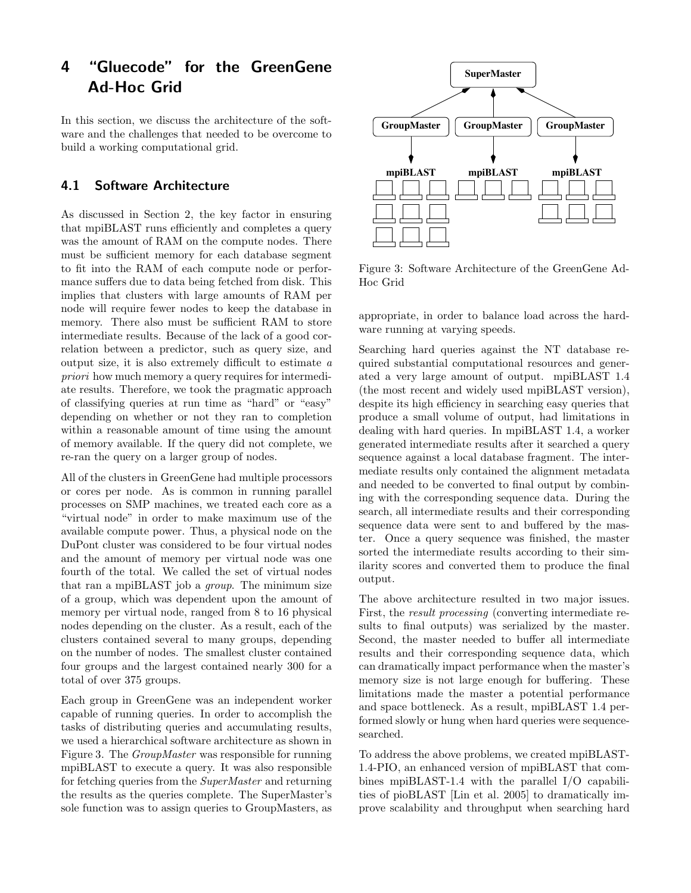# 4 "Gluecode" for the GreenGene Ad-Hoc Grid

In this section, we discuss the architecture of the software and the challenges that needed to be overcome to build a working computational grid.

## 4.1 Software Architecture

As discussed in Section 2, the key factor in ensuring that mpiBLAST runs efficiently and completes a query was the amount of RAM on the compute nodes. There must be sufficient memory for each database segment to fit into the RAM of each compute node or performance suffers due to data being fetched from disk. This implies that clusters with large amounts of RAM per node will require fewer nodes to keep the database in memory. There also must be sufficient RAM to store intermediate results. Because of the lack of a good correlation between a predictor, such as query size, and output size, it is also extremely difficult to estimate *a priori* how much memory a query requires for intermediate results. Therefore, we took the pragmatic approach of classifying queries at run time as "hard" or "easy" depending on whether or not they ran to completion within a reasonable amount of time using the amount of memory available. If the query did not complete, we re-ran the query on a larger group of nodes.

All of the clusters in GreenGene had multiple processors or cores per node. As is common in running parallel processes on SMP machines, we treated each core as a "virtual node" in order to make maximum use of the available compute power. Thus, a physical node on the DuPont cluster was considered to be four virtual nodes and the amount of memory per virtual node was one fourth of the total. We called the set of virtual nodes that ran a mpiBLAST job a *group*. The minimum size of a group, which was dependent upon the amount of memory per virtual node, ranged from 8 to 16 physical nodes depending on the cluster. As a result, each of the clusters contained several to many groups, depending on the number of nodes. The smallest cluster contained four groups and the largest contained nearly 300 for a total of over 375 groups.

Each group in GreenGene was an independent worker capable of running queries. In order to accomplish the tasks of distributing queries and accumulating results, we used a hierarchical software architecture as shown in Figure 3. The *GroupMaster* was responsible for running mpiBLAST to execute a query. It was also responsible for fetching queries from the *SuperMaster* and returning the results as the queries complete. The SuperMaster's sole function was to assign queries to GroupMasters, as appropriate, in order to balance load across the hardware running at varying speeds.

Figure 3: Software Architecture of the GreenGene Ad-Hoc Grid

Searching hard queries against the NT database required substantial computational resources and generated a very large amount of output. mpiBLAST 1.4 (the most recent and widely used mpiBLAST version), despite its high efficiency in searching easy queries that produce a small volume of output, had limitations in dealing with hard queries. In mpiBLAST 1.4, a worker generated intermediate results after it searched a query sequence against a local database fragment. The intermediate results only contained the alignment metadata and needed to be converted to final output by combining with the corresponding sequence data. During the search, all intermediate results and their corresponding sequence data were sent to and buffered by the master. Once a query sequence was finished, the master sorted the intermediate results according to their similarity scores and converted them to produce the final output.

The above architecture resulted in two major issues. First, the *result processing* (converting intermediate results to final outputs) was serialized by the master. Second, the master needed to buffer all intermediate results and their corresponding sequence data, which can dramatically impact performance when the master's memory size is not large enough for buffering. These limitations made the master a potential performance and space bottleneck. As a result, mpiBLAST 1.4 performed slowly or hung when hard queries were sequence-searched.

To address the above problems, we created mpiBLAST-1.4-PIO, an enhanced version of mpiBLAST that combines mpiBLAST-1.4 with the parallel I/O capabilities of pioBLAST [Lin et al. 2005] to dramatically improve scalability and throughput when searching hard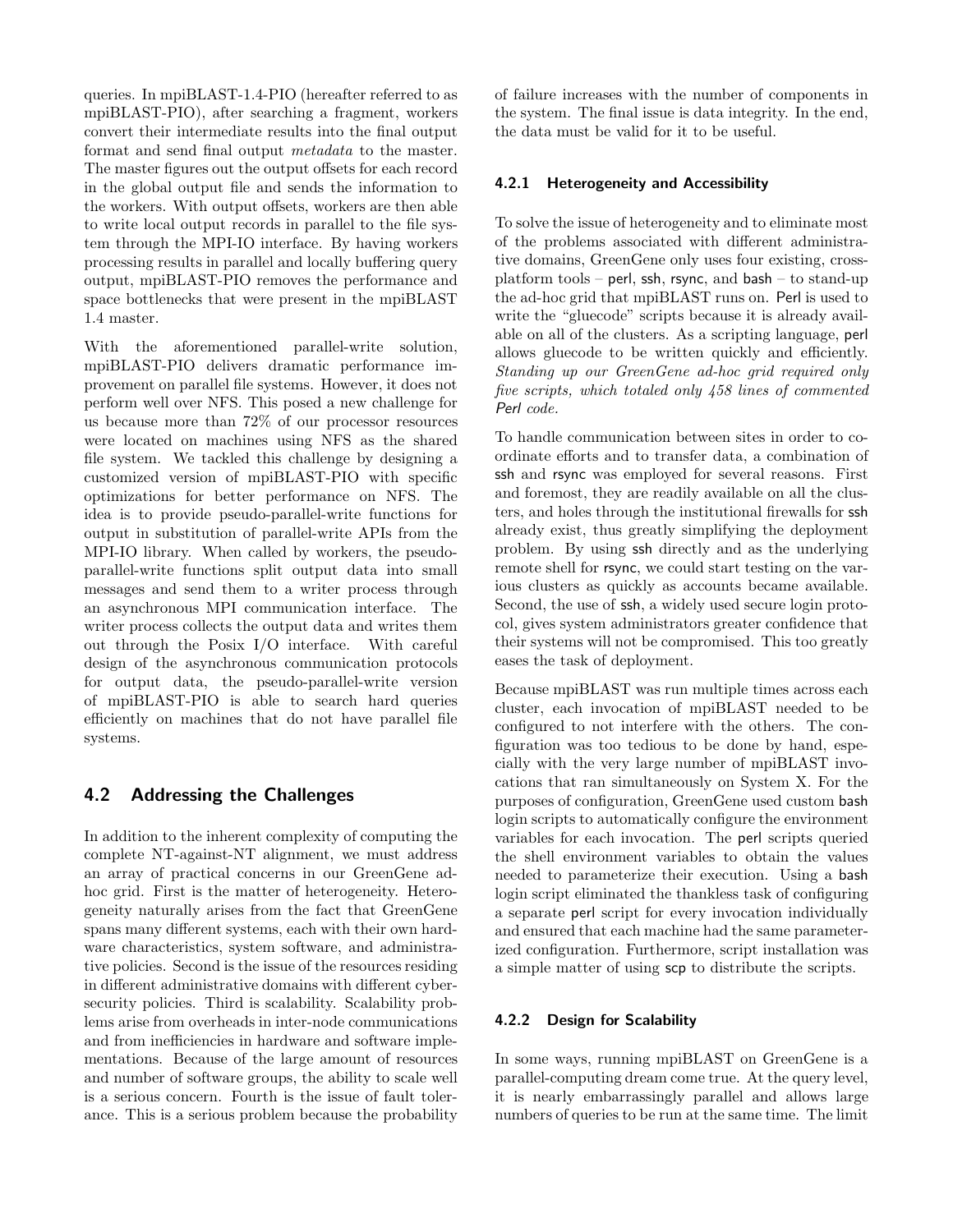queries. In mpiBLAST-1.4-PIO (hereafter referred to as mpiBLAST-PIO), after searching a fragment, workers convert their intermediate results into the final output format and send final output *metadata* to the master. The master figures out the output offsets for each record in the global output file and sends the information to the workers. With output offsets, workers are then able to write local output records in parallel to the file system through the MPI-IO interface. By having workers processing results in parallel and locally buffering query output, mpiBLAST-PIO removes the performance and space bottlenecks that were present in the mpiBLAST 1.4 master.

With the aforementioned parallel-write solution, mpiBLAST-PIO delivers dramatic performance improvement on parallel file systems. However, it does not perform well over NFS. This posed a new challenge for us because more than 72% of our processor resources were located on machines using NFS as the shared file system. We tackled this challenge by designing a customized version of mpiBLAST-PIO with specific optimizations for better performance on NFS. The idea is to provide pseudo-parallel-write functions for output in substitution of parallel-write APIs from the MPI-IO library. When called by workers, the pseudo-parallel-write functions split output data into small messages and send them to a writer process through an asynchronous MPI communication interface. The writer process collects the output data and writes them out through the Posix I/O interface. With careful design of the asynchronous communication protocols for output data, the pseudo-parallel-write version of mpiBLAST-PIO is able to search hard queries efficiently on machines that do not have parallel file systems.

## 4.2 Addressing the Challenges

In addition to the inherent complexity of computing the complete NT-against-NT alignment, we must address an array of practical concerns in our GreenGene ad-hoc grid. First is the matter of heterogeneity. Heterogeneity naturally arises from the fact that GreenGene spans many different systems, each with their own hardware characteristics, system software, and administrative policies. Second is the issue of the resources residing in different administrative domains with different cybersecurity policies. Third is scalability. Scalability problems arise from overheads in inter-node communications and from inefficiencies in hardware and software implementations. Because of the large amount of resources and number of software groups, the ability to scale well is a serious concern. Fourth is the issue of fault tolerance. This is a serious problem because the probability of failure increases with the number of components in the system. The final issue is data integrity. In the end, the data must be valid for it to be useful.

### 4.2.1 Heterogeneity and Accessibility

To solve the issue of heterogeneity and to eliminate most of the problems associated with different administrative domains, GreenGene only uses four existing, cross-platform tools – perl, ssh, rsync, and bash – to stand-up the ad-hoc grid that mpiBLAST runs on. Perl is used to write the "gluecode" scripts because it is already available on all of the clusters. As a scripting language, perl allows gluecode to be written quickly and efficiently. *Standing up our GreenGene ad-hoc grid required only five scripts, which totaled only 458 lines of commented Perl code.*

To handle communication between sites in order to coordinate efforts and to transfer data, a combination of ssh and rsync was employed for several reasons. First and foremost, they are readily available on all the clusters, and holes through the institutional firewalls for ssh already exist, thus greatly simplifying the deployment problem. By using ssh directly and as the underlying remote shell for rsync, we could start testing on the various clusters as quickly as accounts became available. Second, the use of ssh, a widely used secure login protocol, gives system administrators greater confidence that their systems will not be compromised. This too greatly eases the task of deployment.

Because mpiBLAST was run multiple times across each cluster, each invocation of mpiBLAST needed to be configured to not interfere with the others. The configuration was too tedious to be done by hand, especially with the very large number of mpiBLAST invocations that ran simultaneously on System X. For the purposes of configuration, GreenGene used custom bash login scripts to automatically configure the environment variables for each invocation. The perl scripts queried the shell environment variables to obtain the values needed to parameterize their execution. Using a bash login script eliminated the thankless task of configuring a separate perl script for every invocation individually and ensured that each machine had the same parameterized configuration. Furthermore, script installation was a simple matter of using scp to distribute the scripts.

### 4.2.2 Design for Scalability

In some ways, running mpiBLAST on GreenGene is a parallel-computing dream come true. At the query level, it is nearly embarrassingly parallel and allows large numbers of queries to be run at the same time. The limit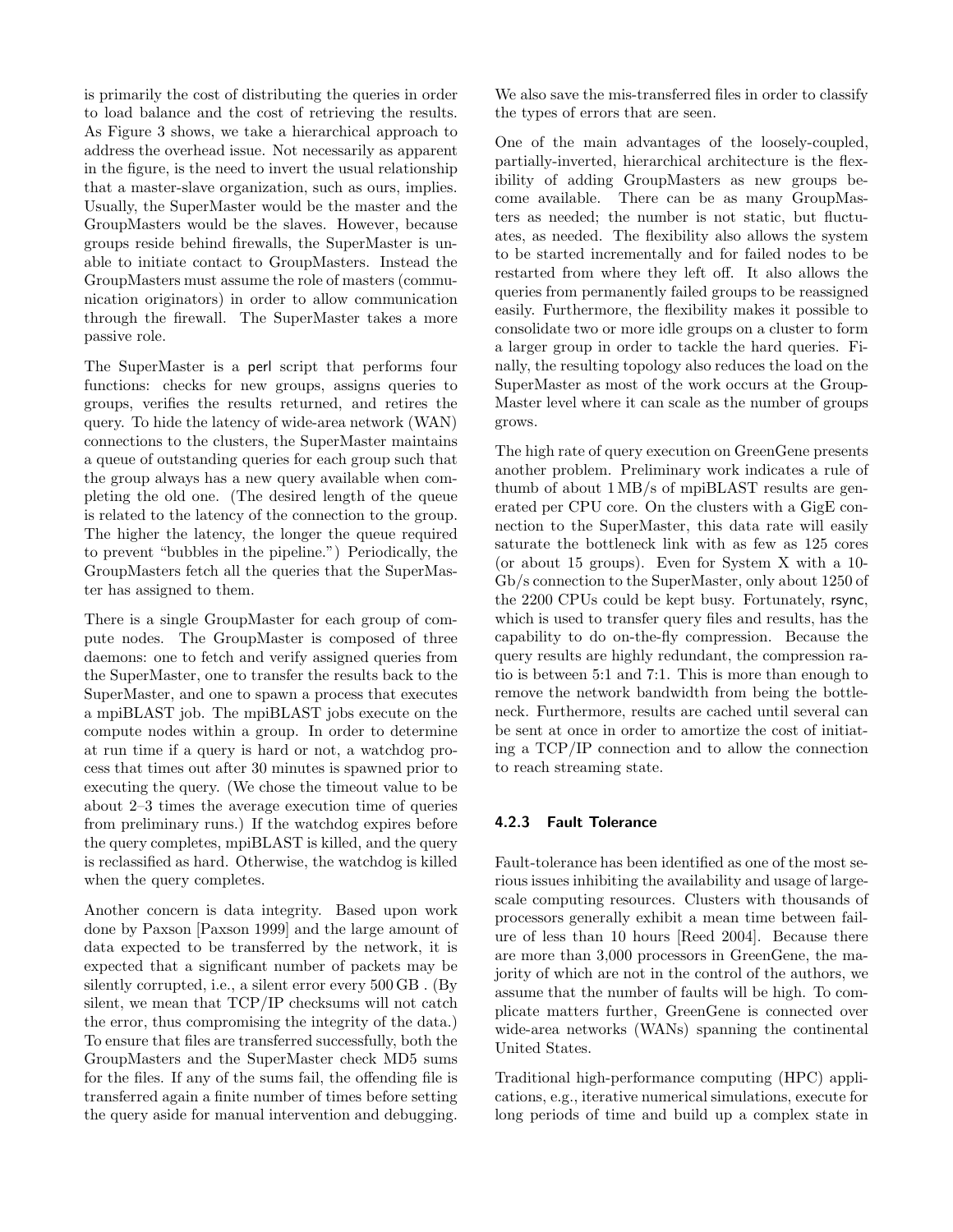is primarily the cost of distributing the queries in order to load balance and the cost of retrieving the results. As Figure 3 shows, we take a hierarchical approach to address the overhead issue. Not necessarily as apparent in the figure, is the need to invert the usual relationship that a master-slave organization, such as ours, implies. Usually, the SuperMaster would be the master and the GroupMasters would be the slaves. However, because groups reside behind firewalls, the SuperMaster is unable to initiate contact to GroupMasters. Instead the GroupMasters must assume the role of masters (communication originators) in order to allow communication through the firewall. The SuperMaster takes a more passive role.

The SuperMaster is a perl script that performs four functions: checks for new groups, assigns queries to groups, verifies the results returned, and retires the query. To hide the latency of wide-area network (WAN) connections to the clusters, the SuperMaster maintains a queue of outstanding queries for each group such that the group always has a new query available when completing the old one. (The desired length of the queue is related to the latency of the connection to the group. The higher the latency, the longer the queue required to prevent "bubbles in the pipeline.") Periodically, the GroupMasters fetch all the queries that the SuperMaster has assigned to them.

There is a single GroupMaster for each group of compute nodes. The GroupMaster is composed of three daemons: one to fetch and verify assigned queries from the SuperMaster, one to transfer the results back to the SuperMaster, and one to spawn a process that executes a mpiBLAST job. The mpiBLAST jobs execute on the compute nodes within a group. In order to determine at run time if a query is hard or not, a watchdog process that times out after 30 minutes is spawned prior to executing the query. (We chose the timeout value to be about 2–3 times the average execution time of queries from preliminary runs.) If the watchdog expires before the query completes, mpiBLAST is killed, and the query is reclassified as hard. Otherwise, the watchdog is killed when the query completes.

Another concern is data integrity. Based upon work done by Paxson [Paxson 1999] and the large amount of data expected to be transferred by the network, it is expected that a significant number of packets may be silently corrupted, i.e., a silent error every 500 GB . (By silent, we mean that TCP/IP checksums will not catch the error, thus compromising the integrity of the data.) To ensure that files are transferred successfully, both the GroupMasters and the SuperMaster check MD5 sums for the files. If any of the sums fail, the offending file is transferred again a finite number of times before setting the query aside for manual intervention and debugging. We also save the mis-transferred files in order to classify the types of errors that are seen.

One of the main advantages of the loosely-coupled, partially-inverted, hierarchical architecture is the flexibility of adding GroupMasters as new groups become available. There can be as many GroupMasters as needed; the number is not static, but fluctuates, as needed. The flexibility also allows the system to be started incrementally and for failed nodes to be restarted from where they left off. It also allows the queries from permanently failed groups to be reassigned easily. Furthermore, the flexibility makes it possible to consolidate two or more idle groups on a cluster to form a larger group in order to tackle the hard queries. Finally, the resulting topology also reduces the load on the SuperMaster as most of the work occurs at the GroupMaster level where it can scale as the number of groups grows.

The high rate of query execution on GreenGene presents another problem. Preliminary work indicates a rule of thumb of about 1 MB/s of mpiBLAST results are generated per CPU core. On the clusters with a GigE connection to the SuperMaster, this data rate will easily saturate the bottleneck link with as few as 125 cores (or about 15 groups). Even for System X with a 10-Gb/s connection to the SuperMaster, only about 1250 of the 2200 CPUs could be kept busy. Fortunately, rsync, which is used to transfer query files and results, has the capability to do on-the-fly compression. Because the query results are highly redundant, the compression ratio is between 5:1 and 7:1. This is more than enough to remove the network bandwidth from being the bottleneck. Furthermore, results are cached until several can be sent at once in order to amortize the cost of initiating a TCP/IP connection and to allow the connection to reach streaming state.

#### 4.2.3 Fault Tolerance

Fault-tolerance has been identified as one of the most serious issues inhibiting the availability and usage of large-scale computing resources. Clusters with thousands of processors generally exhibit a mean time between failure of less than 10 hours [Reed 2004]. Because there are more than 3,000 processors in GreenGene, the majority of which are not in the control of the authors, we assume that the number of faults will be high. To complicate matters further, GreenGene is connected over wide-area networks (WANs) spanning the continental United States.

Traditional high-performance computing (HPC) applications, e.g., iterative numerical simulations, execute for long periods of time and build up a complex state in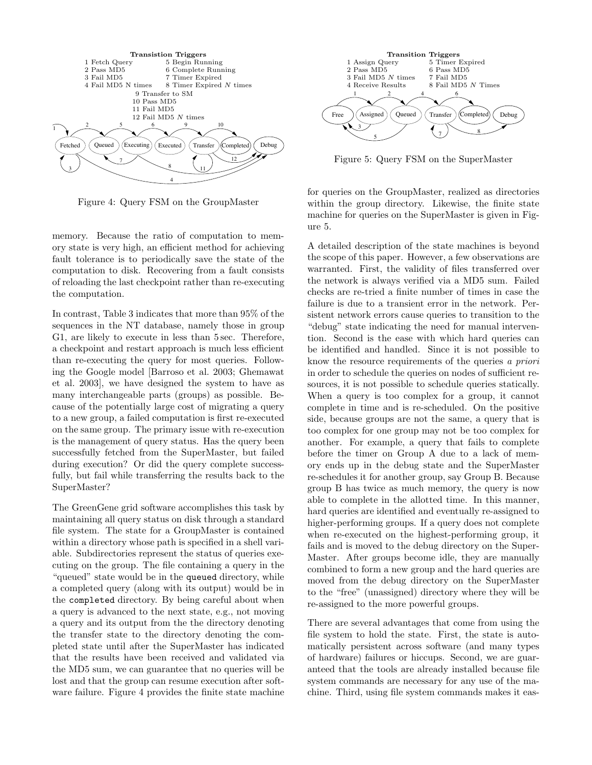**Transistion Triggers**

1 Fetch Query
2 Pass MD5
3 Fail MD5
4 Fail MD5 N times
5 Begin Running
6 Complete Running
7 Timer Expired
8 Timer Expired $N$ times
9 Transfer to SM
10 Pass MD5
11 Fail MD5
12 Fail MD5 $N$ times

Figure 4: Query FSM on the GroupMaster

memory. Because the ratio of computation to memory state is very high, an efficient method for achieving fault tolerance is to periodically save the state of the computation to disk. Recovering from a fault consists of reloading the last checkpoint rather than re-executing the computation.

In contrast, Table 3 indicates that more than 95% of the sequences in the NT database, namely those in group G1, are likely to execute in less than 5 sec. Therefore, a checkpoint and restart approach is much less efficient than re-executing the query for most queries. Following the Google model [Barroso et al. 2003; Ghemawat et al. 2003], we have designed the system to have as many interchangeable parts (groups) as possible. Because of the potentially large cost of migrating a query to a new group, a failed computation is first re-executed on the same group. The primary issue with re-execution is the management of query status. Has the query been successfully fetched from the SuperMaster, but failed during execution? Or did the query complete successfully, but fail while transferring the results back to the SuperMaster?

The GreenGene grid software accomplishes this task by maintaining all query status on disk through a standard file system. The state for a GroupMaster is contained within a directory whose path is specified in a shell variable. Subdirectories represent the status of queries executing on the group. The file containing a query in the "queued" state would be in the `queued` directory, while a completed query (along with its output) would be in the `completed` directory. By being careful about when a query is advanced to the next state, e.g., not moving a query and its output from the the directory denoting the transfer state to the directory denoting the completed state until after the SuperMaster has indicated that the results have been received and validated via the MD5 sum, we can guarantee that no queries will be lost and that the group can resume execution after software failure. Figure 4 provides the finite state machine for queries on the GroupMaster, realized as directories within the group directory. Likewise, the finite state machine for queries on the SuperMaster is given in Figure 5.

**Transition Triggers**

1 Assign Query
2 Pass MD5
3 Fail MD5 $N$ times
4 Receive Results
5 Timer Expired
6 Pass MD5
7 Fail MD5
8 Fail MD5 $N$ Times

Figure 5: Query FSM on the SuperMaster

A detailed description of the state machines is beyond the scope of this paper. However, a few observations are warranted. First, the validity of files transferred over the network is always verified via a MD5 sum. Failed checks are re-tried a finite number of times in case the failure is due to a transient error in the network. Persistent network errors cause queries to transition to the "debug" state indicating the need for manual intervention. Second is the ease with which hard queries can be identified and handled. Since it is not possible to know the resource requirements of the queries *a priori* in order to schedule the queries on nodes of sufficient resources, it is not possible to schedule queries statically. When a query is too complex for a group, it cannot complete in time and is re-scheduled. On the positive side, because groups are not the same, a query that is too complex for one group may not be too complex for another. For example, a query that fails to complete before the timer on Group A due to a lack of memory ends up in the debug state and the SuperMaster re-schedules it for another group, say Group B. Because group B has twice as much memory, the query is now able to complete in the allotted time. In this manner, hard queries are identified and eventually re-assigned to higher-performing groups. If a query does not complete when re-executed on the highest-performing group, it fails and is moved to the debug directory on the SuperMaster. After groups become idle, they are manually combined to form a new group and the hard queries are moved from the debug directory on the SuperMaster to the "free" (unassigned) directory where they will be re-assigned to the more powerful groups.

There are several advantages that come from using the file system to hold the state. First, the state is automatically persistent across software (and many types of hardware) failures or hiccups. Second, we are guaranteed that the tools are already installed because file system commands are necessary for any use of the machine. Third, using file system commands makes it eas-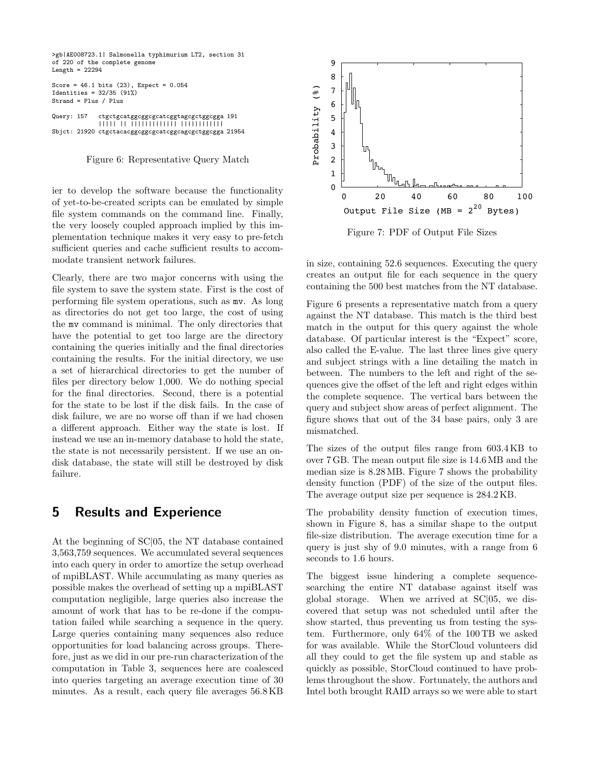```
>gb|AE008723.1| Salmonella typhimurium LT2, section 31
of 220 of the complete genome
Length = 22294

Score = 46.1 bits (23), Expect = 0.054
Identities = 32/35 (91%)
Strand = Plus / Plus

Query: 157   ctgctgcatggcggcgcatcggtagcgctggcgga 191
             ||||| || ||||||||||||| ||||||||||||
Sbjct: 21920 ctgctacacggcggcgcatcggcagcgctggcgga 21954
```

Figure 6: Representative Query Match

ier to develop the software because the functionality of yet-to-be-created scripts can be emulated by simple file system commands on the command line. Finally, the very loosely coupled approach implied by this implementation technique makes it very easy to pre-fetch sufficient queries and cache sufficient results to accommodate transient network failures.

Clearly, there are two major concerns with using the file system to save the system state. First is the cost of performing file system operations, such as mv. As long as directories do not get too large, the cost of using the mv command is minimal. The only directories that have the potential to get too large are the directory containing the queries initially and the final directories containing the results. For the initial directory, we use a set of hierarchical directories to get the number of files per directory below 1,000. We do nothing special for the final directories. Second, there is a potential for the state to be lost if the disk fails. In the case of disk failure, we are no worse off than if we had chosen a different approach. Either way the state is lost. If instead we use an in-memory database to hold the state, the state is not necessarily persistent. If we use an on-disk database, the state will still be destroyed by disk failure.

## 5 Results and Experience

At the beginning of SC|05, the NT database contained 3,563,759 sequences. We accumulated several sequences into each query in order to amortize the setup overhead of mpiBLAST. While accumulating as many queries as possible makes the overhead of setting up a mpiBLAST computation negligible, large queries also increase the amount of work that has to be re-done if the computation failed while searching a sequence in the query. Large queries containing many sequences also reduce opportunities for load balancing across groups. Therefore, just as we did in our pre-run characterization of the computation in Table 3, sequences here are coalesced into queries targeting an average execution time of 30 minutes. As a result, each query file averages 56.8 KB in size, containing 52.6 sequences. Executing the query creates an output file for each sequence in the query containing the 500 best matches from the NT database.

Figure 7: PDF of Output File Sizes

Figure 6 presents a representative match from a query against the NT database. This match is the third best match in the output for this query against the whole database. Of particular interest is the "Expect" score, also called the E-value. The last three lines give query and subject strings with a line detailing the match in between. The numbers to the left and right of the sequences give the offset of the left and right edges within the complete sequence. The vertical bars between the query and subject show areas of perfect alignment. The figure shows that out of the 34 base pairs, only 3 are mismatched.

The sizes of the output files range from 603.4 KB to over 7 GB. The mean output file size is 14.6 MB and the median size is 8.28 MB. Figure 7 shows the probability density function (PDF) of the size of the output files. The average output size per sequence is 284.2 KB.

The probability density function of execution times, shown in Figure 8, has a similar shape to the output file-size distribution. The average execution time for a query is just shy of 9.0 minutes, with a range from 6 seconds to 1.6 hours.

The biggest issue hindering a complete sequence-searching the entire NT database against itself was global storage. When we arrived at SC|05, we discovered that setup was not scheduled until after the show started, thus preventing us from testing the system. Furthermore, only 64% of the 100 TB we asked for was available. While the StorCloud volunteers did all they could to get the file system up and stable as quickly as possible, StorCloud continued to have problems throughout the show. Fortunately, the authors and Intel both brought RAID arrays so we were able to start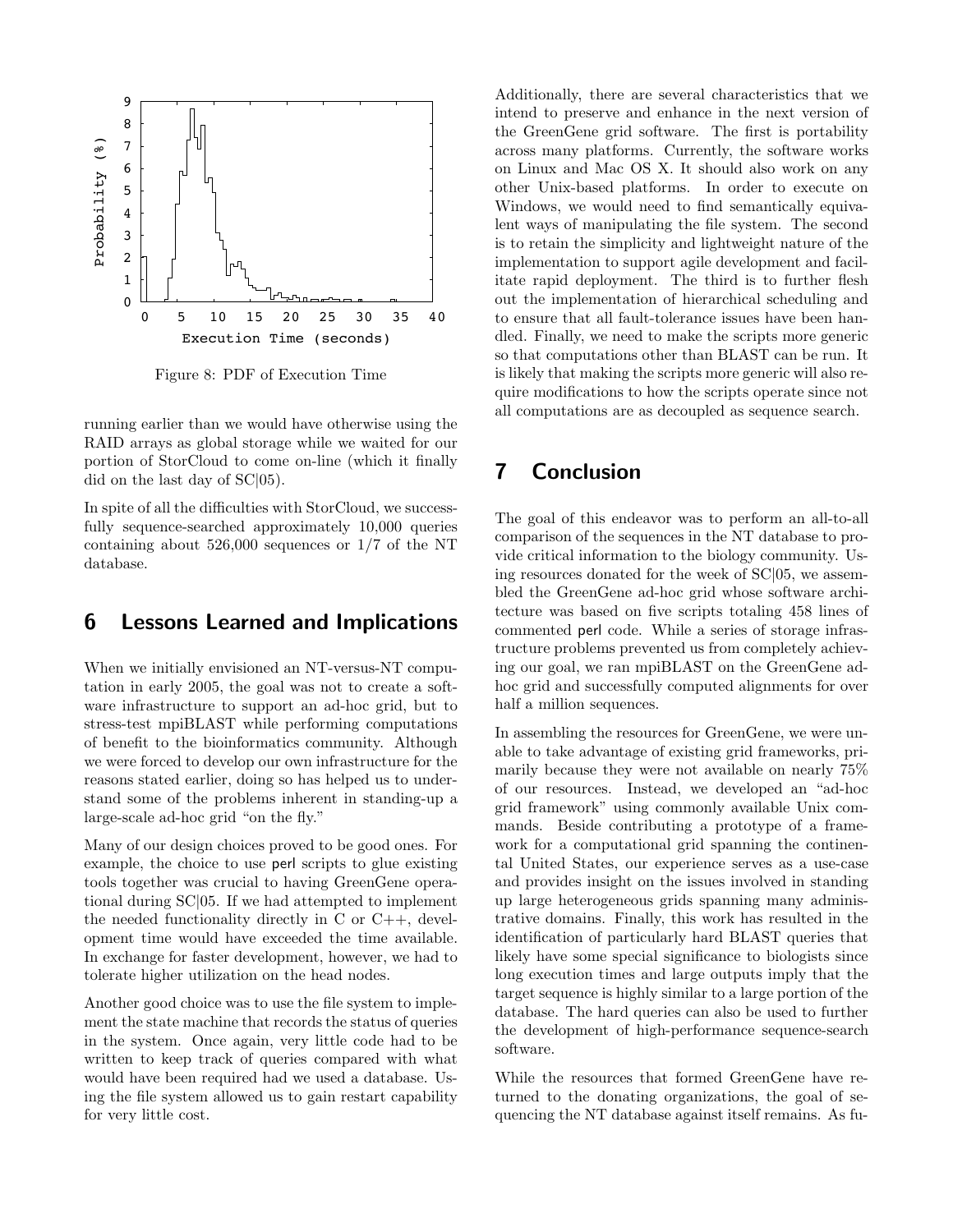Figure 8: PDF of Execution Time

running earlier than we would have otherwise using the RAID arrays as global storage while we waited for our portion of StorCloud to come on-line (which it finally did on the last day of SC|05).

In spite of all the difficulties with StorCloud, we successfully sequence-searched approximately 10,000 queries containing about 526,000 sequences or 1/7 of the NT database.

## 6 Lessons Learned and Implications

When we initially envisioned an NT-versus-NT computation in early 2005, the goal was not to create a software infrastructure to support an ad-hoc grid, but to stress-test mpiBLAST while performing computations of benefit to the bioinformatics community. Although we were forced to develop our own infrastructure for the reasons stated earlier, doing so has helped us to understand some of the problems inherent in standing-up a large-scale ad-hoc grid "on the fly."

Many of our design choices proved to be good ones. For example, the choice to use perl scripts to glue existing tools together was crucial to having GreenGene operational during SC|05. If we had attempted to implement the needed functionality directly in C or C++, development time would have exceeded the time available. In exchange for faster development, however, we had to tolerate higher utilization on the head nodes.

Another good choice was to use the file system to implement the state machine that records the status of queries in the system. Once again, very little code had to be written to keep track of queries compared with what would have been required had we used a database. Using the file system allowed us to gain restart capability for very little cost.

Additionally, there are several characteristics that we intend to preserve and enhance in the next version of the GreenGene grid software. The first is portability across many platforms. Currently, the software works on Linux and Mac OS X. It should also work on any other Unix-based platforms. In order to execute on Windows, we would need to find semantically equivalent ways of manipulating the file system. The second is to retain the simplicity and lightweight nature of the implementation to support agile development and facilitate rapid deployment. The third is to further flesh out the implementation of hierarchical scheduling and to ensure that all fault-tolerance issues have been handled. Finally, we need to make the scripts more generic so that computations other than BLAST can be run. It is likely that making the scripts more generic will also require modifications to how the scripts operate since not all computations are as decoupled as sequence search.

## 7 Conclusion

The goal of this endeavor was to perform an all-to-all comparison of the sequences in the NT database to provide critical information to the biology community. Using resources donated for the week of SC|05, we assembled the GreenGene ad-hoc grid whose software architecture was based on five scripts totaling 458 lines of commented perl code. While a series of storage infrastructure problems prevented us from completely achieving our goal, we ran mpiBLAST on the GreenGene ad-hoc grid and successfully computed alignments for over half a million sequences.

In assembling the resources for GreenGene, we were unable to take advantage of existing grid frameworks, primarily because they were not available on nearly 75% of our resources. Instead, we developed an "ad-hoc grid framework" using commonly available Unix commands. Beside contributing a prototype of a framework for a computational grid spanning the continental United States, our experience serves as a use-case and provides insight on the issues involved in standing up large heterogeneous grids spanning many administrative domains. Finally, this work has resulted in the identification of particularly hard BLAST queries that likely have some special significance to biologists since long execution times and large outputs imply that the target sequence is highly similar to a large portion of the database. The hard queries can also be used to further the development of high-performance sequence-search software.

While the resources that formed GreenGene have returned to the donating organizations, the goal of sequencing the NT database against itself remains. As fu-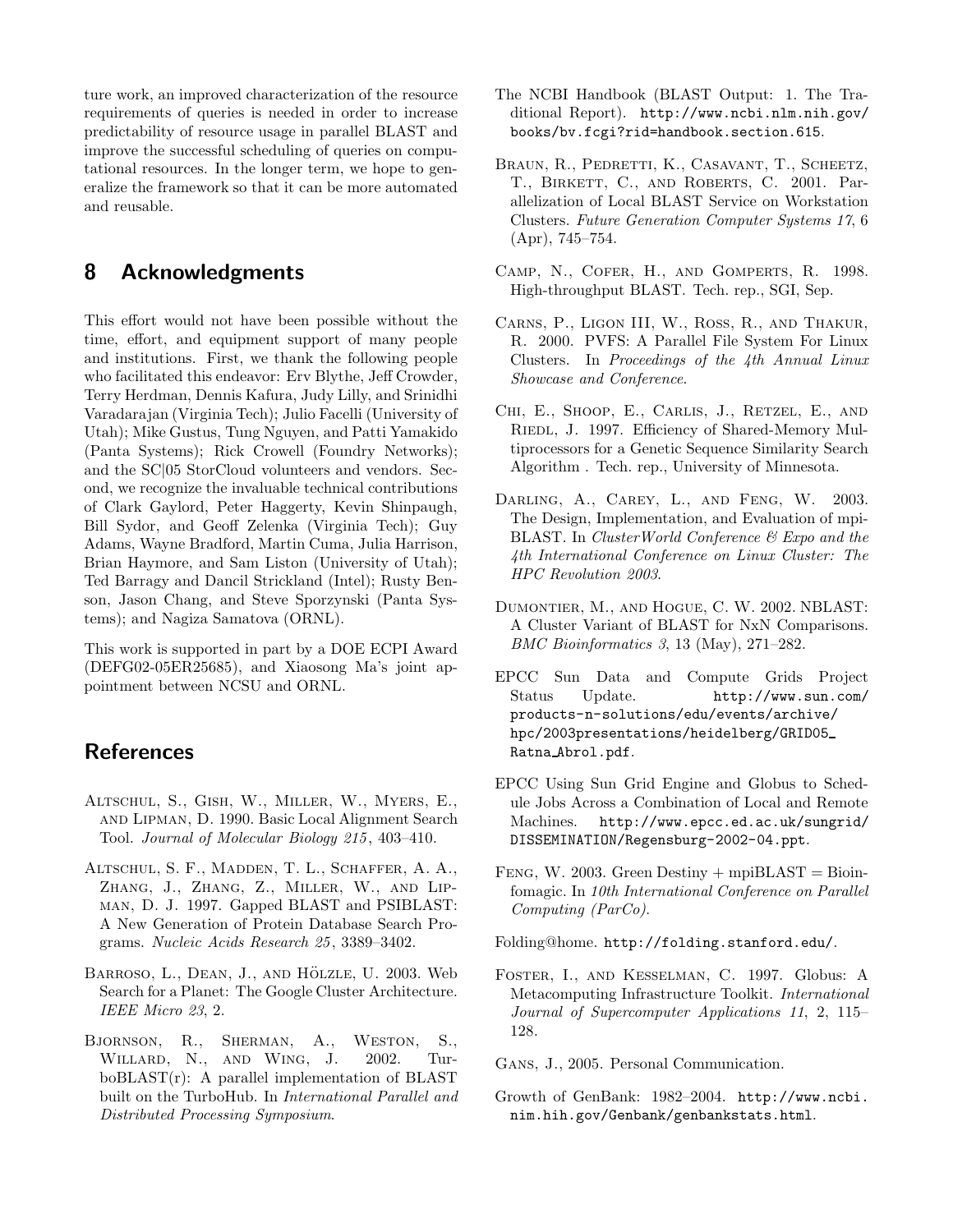ture work, an improved characterization of the resource requirements of queries is needed in order to increase predictability of resource usage in parallel BLAST and improve the successful scheduling of queries on computational resources. In the longer term, we hope to generalize the framework so that it can be more automated and reusable.

## 8 Acknowledgments

This effort would not have been possible without the time, effort, and equipment support of many people and institutions. First, we thank the following people who facilitated this endeavor: Erv Blythe, Jeff Crowder, Terry Herdman, Dennis Kafura, Judy Lilly, and Srinidhi Varadarajan (Virginia Tech); Julio Facelli (University of Utah); Mike Gustus, Tung Nguyen, and Patti Yamakido (Panta Systems); Rick Crowell (Foundry Networks); and the SC|05 StorCloud volunteers and vendors. Second, we recognize the invaluable technical contributions of Clark Gaylord, Peter Haggerty, Kevin Shinpaugh, Bill Sydor, and Geoff Zelenka (Virginia Tech); Guy Adams, Wayne Bradford, Martin Cuma, Julia Harrison, Brian Haymore, and Sam Liston (University of Utah); Ted Barragy and Dancil Strickland (Intel); Rusty Benson, Jason Chang, and Steve Sporzynski (Panta Systems); and Nagiza Samatova (ORNL).

This work is supported in part by a DOE ECPI Award (DEFG02-05ER25685), and Xiaosong Ma's joint appointment between NCSU and ORNL.

## References

Altschul, S., Gish, W., Miller, W., Myers, E., and Lipman, D. 1990. Basic Local Alignment Search Tool. *Journal of Molecular Biology 215*, 403–410.

Altschul, S. F., Madden, T. L., Schaffer, A. A., Zhang, J., Zhang, Z., Miller, W., and Lipman, D. J. 1997. Gapped BLAST and PSIBLAST: A New Generation of Protein Database Search Programs. *Nucleic Acids Research 25*, 3389–3402.

Barroso, L., Dean, J., and Hölzle, U. 2003. Web Search for a Planet: The Google Cluster Architecture. *IEEE Micro 23*, 2.

Bjornson, R., Sherman, A., Weston, S., Willard, N., and Wing, J. 2002. TurboBLAST(r): A parallel implementation of BLAST built on the TurboHub. In *International Parallel and Distributed Processing Symposium*.

The NCBI Handbook (BLAST Output: 1. The Traditional Report). http://www.ncbi.nlm.nih.gov/books/bv.fcgi?rid=handbook.section.615.

Braun, R., Pedretti, K., Casavant, T., Scheetz, T., Birkett, C., and Roberts, C. 2001. Parallelization of Local BLAST Service on Workstation Clusters. *Future Generation Computer Systems 17*, 6 (Apr), 745–754.

Camp, N., Cofer, H., and Gomperts, R. 1998. High-throughput BLAST. Tech. rep., SGI, Sep.

Carns, P., Ligon III, W., Ross, R., and Thakur, R. 2000. PVFS: A Parallel File System For Linux Clusters. In *Proceedings of the 4th Annual Linux Showcase and Conference*.

Chi, E., Shoop, E., Carlis, J., Retzel, E., and Riedl, J. 1997. Efficiency of Shared-Memory Multiprocessors for a Genetic Sequence Similarity Search Algorithm . Tech. rep., University of Minnesota.

Darling, A., Carey, L., and Feng, W. 2003. The Design, Implementation, and Evaluation of mpiBLAST. In *ClusterWorld Conference & Expo and the 4th International Conference on Linux Cluster: The HPC Revolution 2003*.

Dumontier, M., and Hogue, C. W. 2002. NBLAST: A Cluster Variant of BLAST for NxN Comparisons. *BMC Bioinformatics 3*, 13 (May), 271–282.

EPCC Sun Data and Compute Grids Project Status Update. http://www.sun.com/products-n-solutions/edu/events/archive/hpc/2003presentations/heidelberg/GRID05_Ratna_Abrol.pdf.

EPCC Using Sun Grid Engine and Globus to Schedule Jobs Across a Combination of Local and Remote Machines. http://www.epcc.ed.ac.uk/sungrid/DISSEMINATION/Regensburg-2002-04.ppt.

Feng, W. 2003. Green Destiny + mpiBLAST = Bioinfomagic. In *10th International Conference on Parallel Computing (ParCo)*.

Folding@home. http://folding.stanford.edu/.

Foster, I., and Kesselman, C. 1997. Globus: A Metacomputing Infrastructure Toolkit. *International Journal of Supercomputer Applications 11*, 2, 115–128.

Gans, J., 2005. Personal Communication.

Growth of GenBank: 1982–2004. http://www.ncbi.nim.hih.gov/Genbank/genbankstats.html.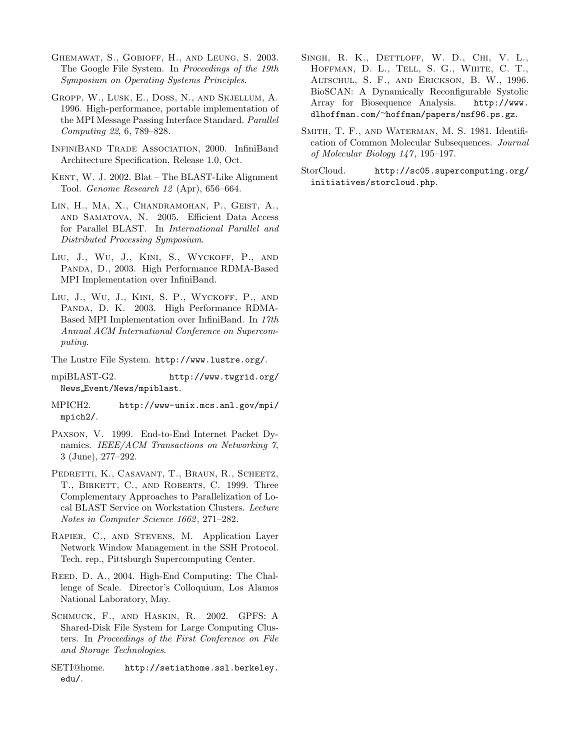Ghemawat, S., Gobioff, H., and Leung, S. 2003. The Google File System. In *Proceedings of the 19th Symposium on Operating Systems Principles*.

Gropp, W., Lusk, E., Doss, N., and Skjellum, A. 1996. High-performance, portable implementation of the MPI Message Passing Interface Standard. *Parallel Computing 22*, 6, 789–828.

InfiniBand Trade Association, 2000. InfiniBand Architecture Specification, Release 1.0, Oct.

Kent, W. J. 2002. Blat – The BLAST-Like Alignment Tool. *Genome Research 12* (Apr), 656–664.

Lin, H., Ma, X., Chandramohan, P., Geist, A., and Samatova, N. 2005. Efficient Data Access for Parallel BLAST. In *International Parallel and Distributed Processing Symposium*.

Liu, J., Wu, J., Kini, S., Wyckoff, P., and Panda, D., 2003. High Performance RDMA-Based MPI Implementation over InfiniBand.

Liu, J., Wu, J., Kini, S. P., Wyckoff, P., and Panda, D. K. 2003. High Performance RDMA-Based MPI Implementation over InfiniBand. In *17th Annual ACM International Conference on Supercomputing*.

The Lustre File System. http://www.lustre.org/.

mpiBLAST-G2. http://www.twgrid.org/News_Event/News/mpiblast.

MPICH2. http://www-unix.mcs.anl.gov/mpi/mpich2/.

Paxson, V. 1999. End-to-End Internet Packet Dynamics. *IEEE/ACM Transactions on Networking 7*, 3 (June), 277–292.

Pedretti, K., Casavant, T., Braun, R., Scheetz, T., Birkett, C., and Roberts, C. 1999. Three Complementary Approaches to Parallelization of Local BLAST Service on Workstation Clusters. *Lecture Notes in Computer Science 1662*, 271–282.

Rapier, C., and Stevens, M. Application Layer Network Window Management in the SSH Protocol. Tech. rep., Pittsburgh Supercomputing Center.

Reed, D. A., 2004. High-End Computing: The Challenge of Scale. Director's Colloquium, Los Alamos National Laboratory, May.

Schmuck, F., and Haskin, R. 2002. GPFS: A Shared-Disk File System for Large Computing Clusters. In *Proceedings of the First Conference on File and Storage Technologies*.

SETI@home. http://setiathome.ssl.berkeley.edu/.

Singh, R. K., Dettloff, W. D., Chi, V. L., Hoffman, D. L., Tell, S. G., White, C. T., Altschul, S. F., and Erickson, B. W., 1996. BioSCAN: A Dynamically Reconfigurable Systolic Array for Biosequence Analysis. http://www.dlhoffman.com/~hoffman/papers/nsf96.ps.gz.

Smith, T. F., and Waterman, M. S. 1981. Identification of Common Molecular Subsequences. *Journal of Molecular Biology 147*, 195–197.

StorCloud. http://sc05.supercomputing.org/initiatives/storcloud.php.